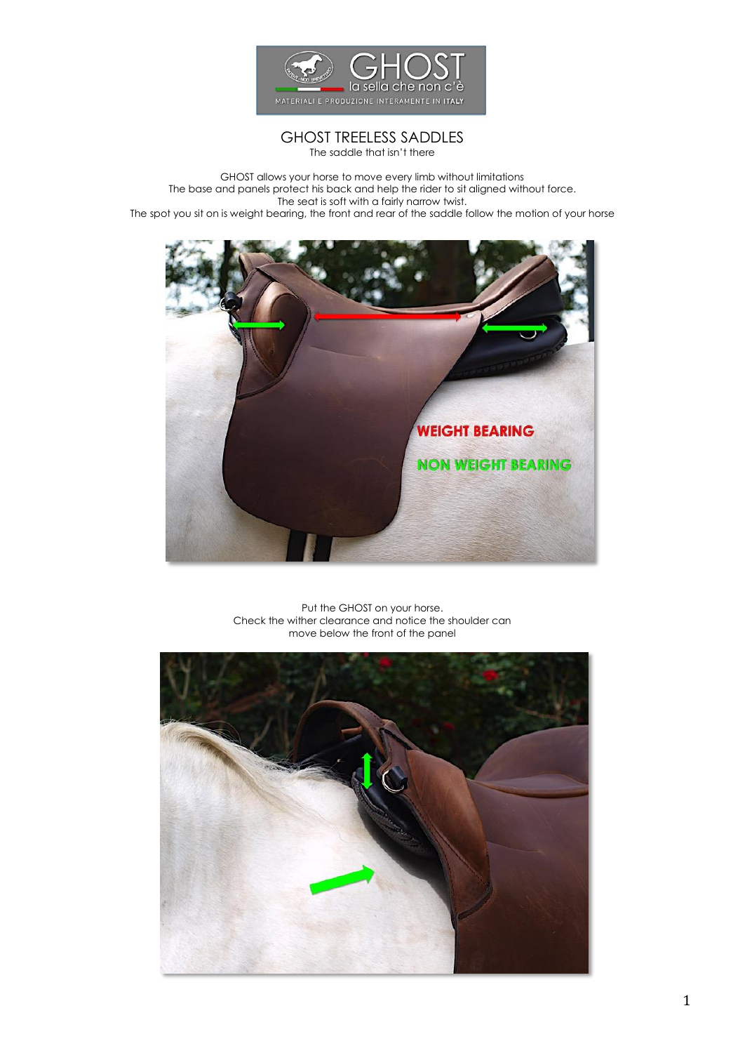# GHOST TREELESS SADDLES

The saddle that isn't there

GHOST allows your horse to move every limb without limitations
The base and panels protect his back and help the rider to sit aligned without force.
The seat is soft with a fairly narrow twist.
The spot you sit on is weight bearing, the front and rear of the saddle follow the motion of your horse

Put the GHOST on your horse.
Check the wither clearance and notice the shoulder can move below the front of the panel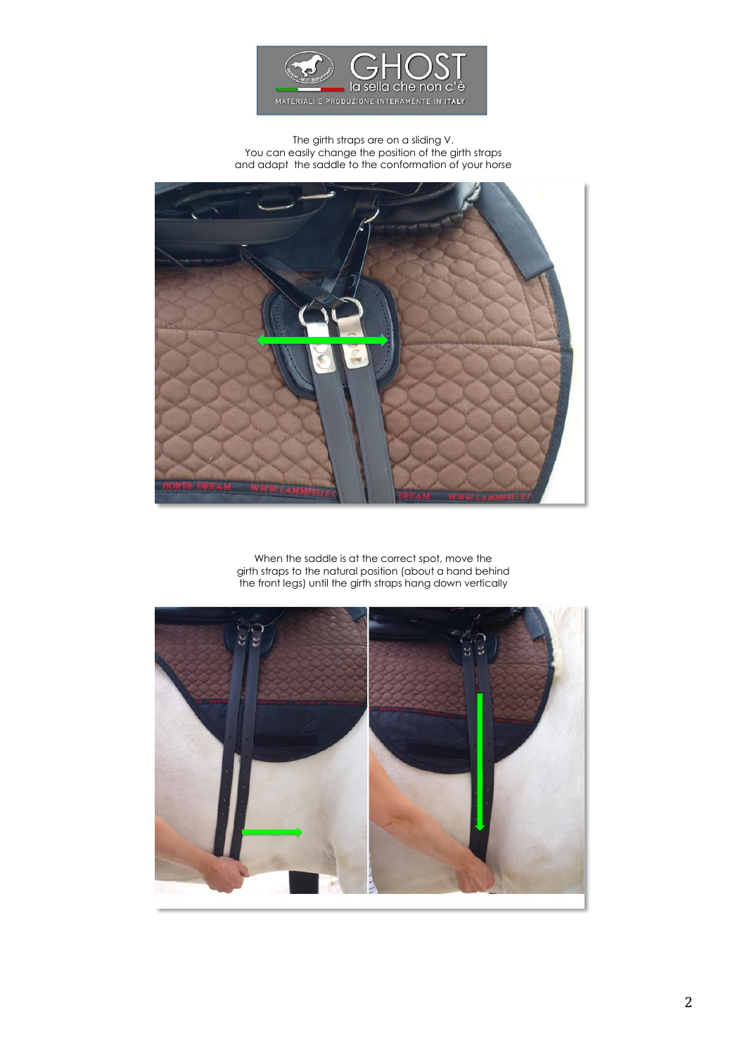The girth straps are on a sliding V.
You can easily change the position of the girth straps and adapt the saddle to the conformation of your horse

When the saddle is at the correct spot, move the girth straps to the natural position (about a hand behind the front legs) until the girth straps hang down vertically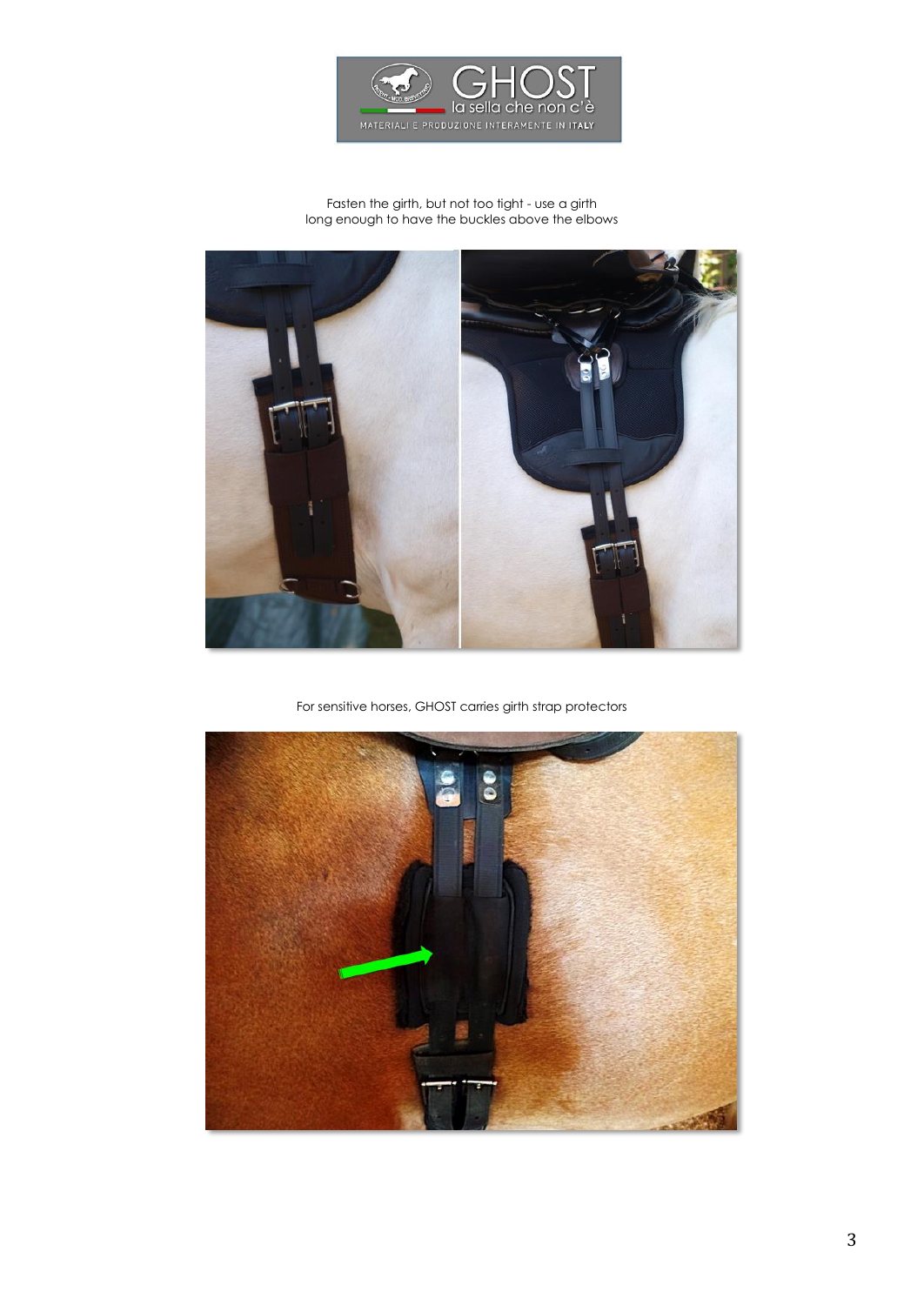Fasten the girth, but not too tight - use a girth long enough to have the buckles above the elbows

For sensitive horses, GHOST carries girth strap protectors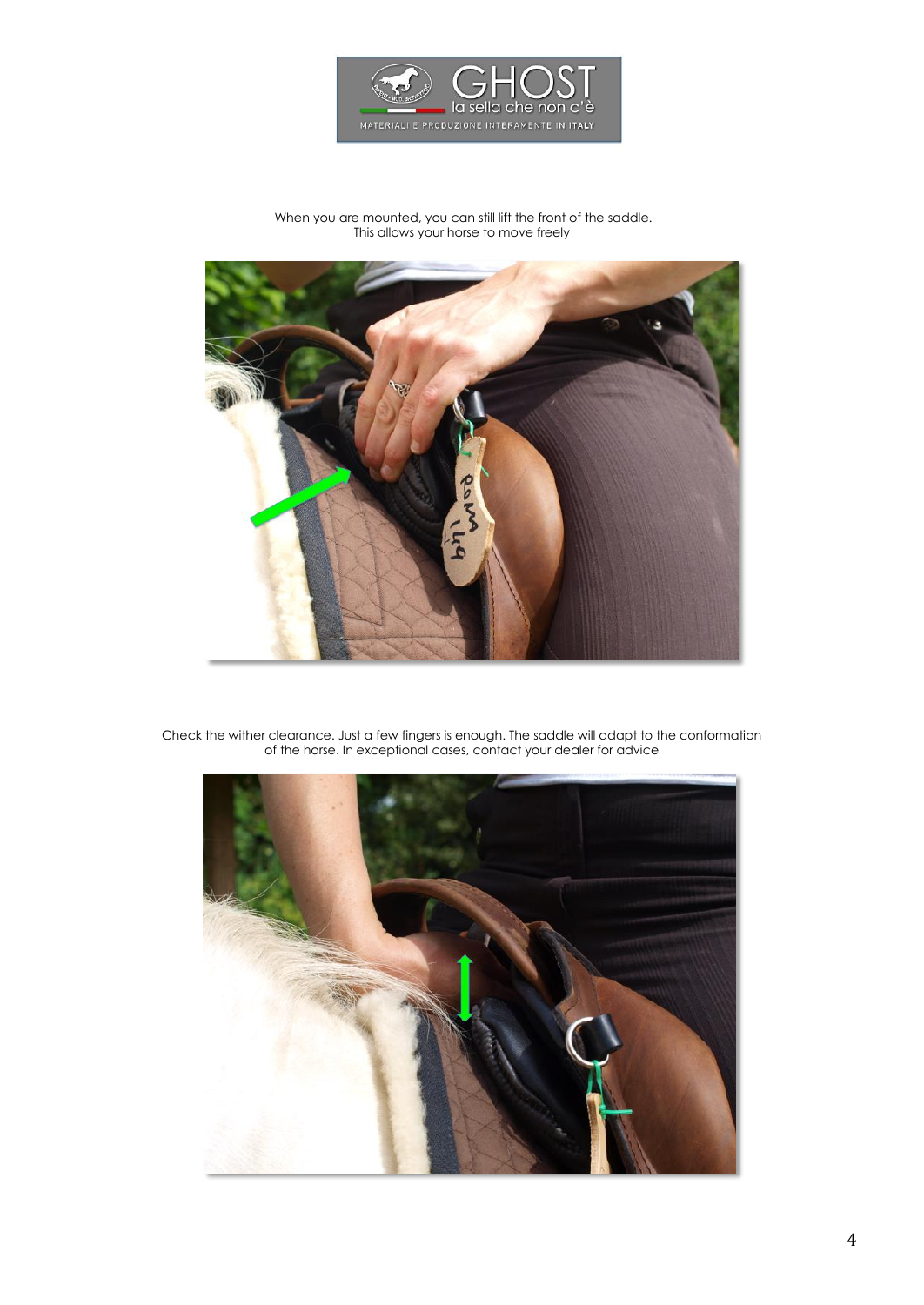When you are mounted, you can still lift the front of the saddle.
This allows your horse to move freely

Check the wither clearance. Just a few fingers is enough. The saddle will adapt to the conformation of the horse. In exceptional cases, contact your dealer for advice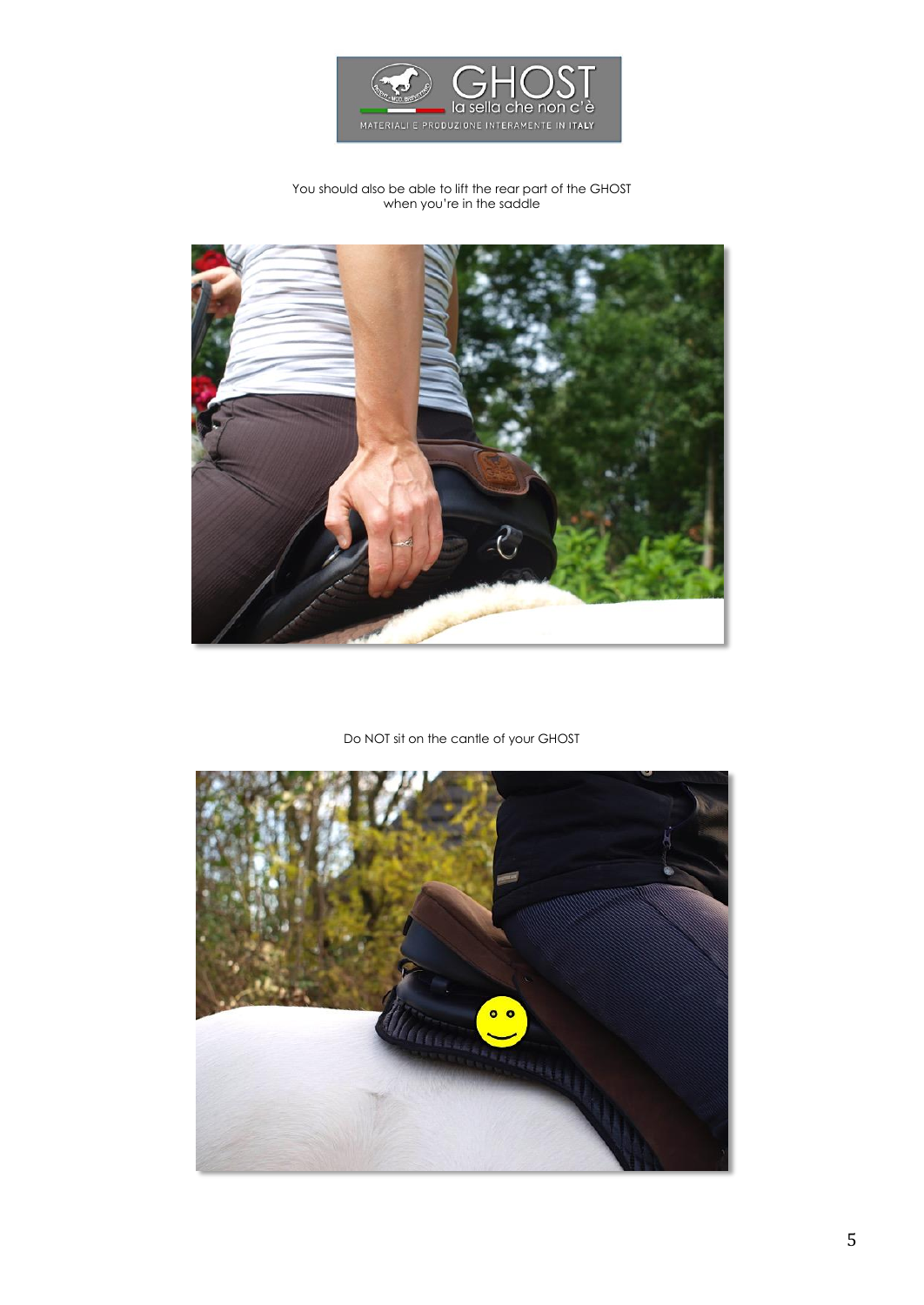You should also be able to lift the rear part of the GHOST when you're in the saddle

Do NOT sit on the cantle of your GHOST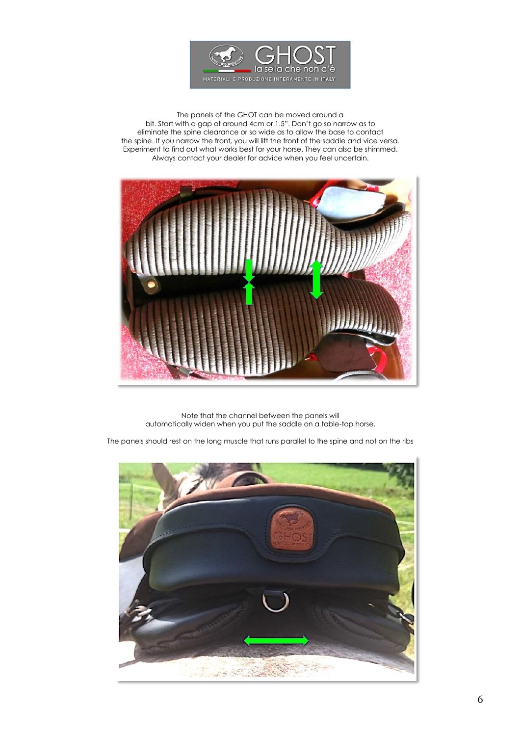The panels of the GHOT can be moved around a bit. Start with a gap of around 4cm or 1.5". Don't go so narrow as to eliminate the spine clearance or so wide as to allow the base to contact the spine. If you narrow the front, you will lift the front of the saddle and vice versa. Experiment to find out what works best for your horse. They can also be shimmed. Always contact your dealer for advice when you feel uncertain.

Note that the channel between the panels will automatically widen when you put the saddle on a table-top horse.

The panels should rest on the long muscle that runs parallel to the spine and not on the ribs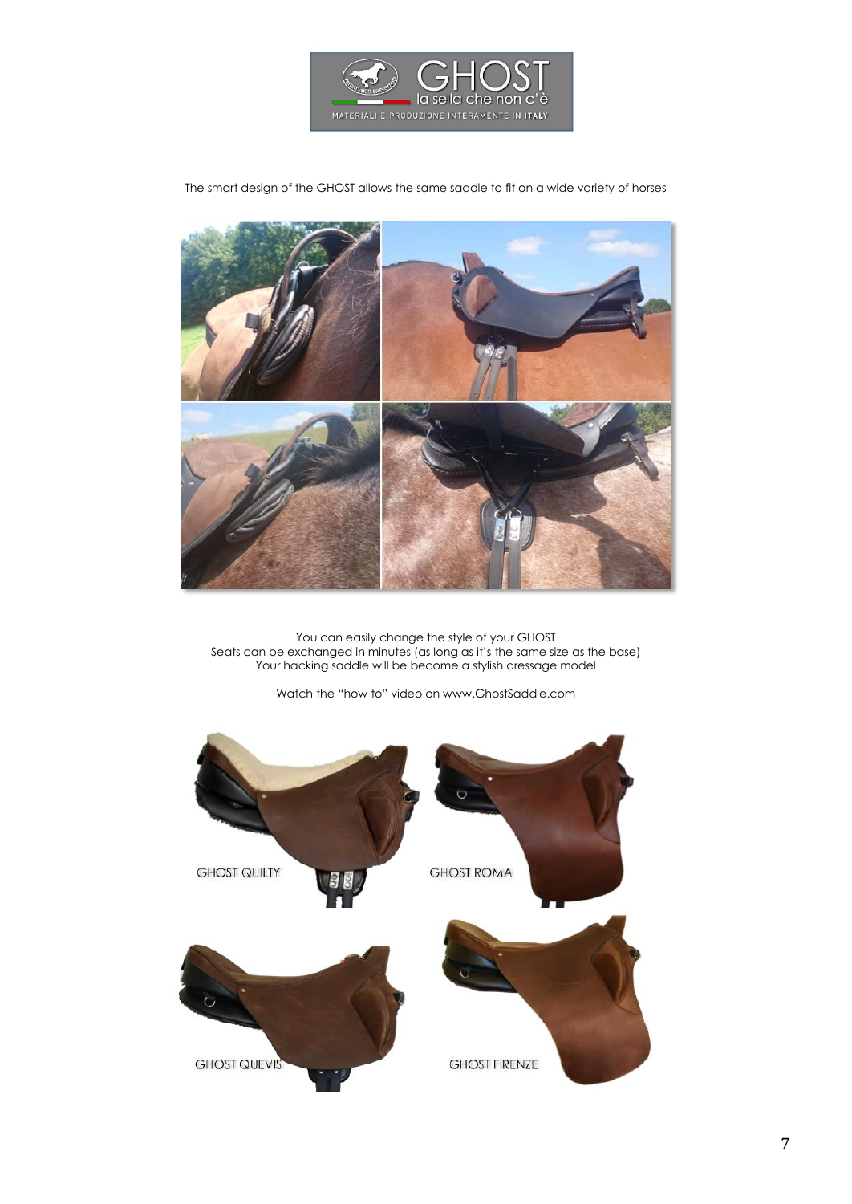The smart design of the GHOST allows the same saddle to fit on a wide variety of horses

You can easily change the style of your GHOST
Seats can be exchanged in minutes (as long as it's the same size as the base)
Your hacking saddle will be become a stylish dressage model

Watch the "how to" video on www.GhostSaddle.com

GHOST QUILTY

GHOST ROMA

GHOST QUEVIS

GHOST FIRENZE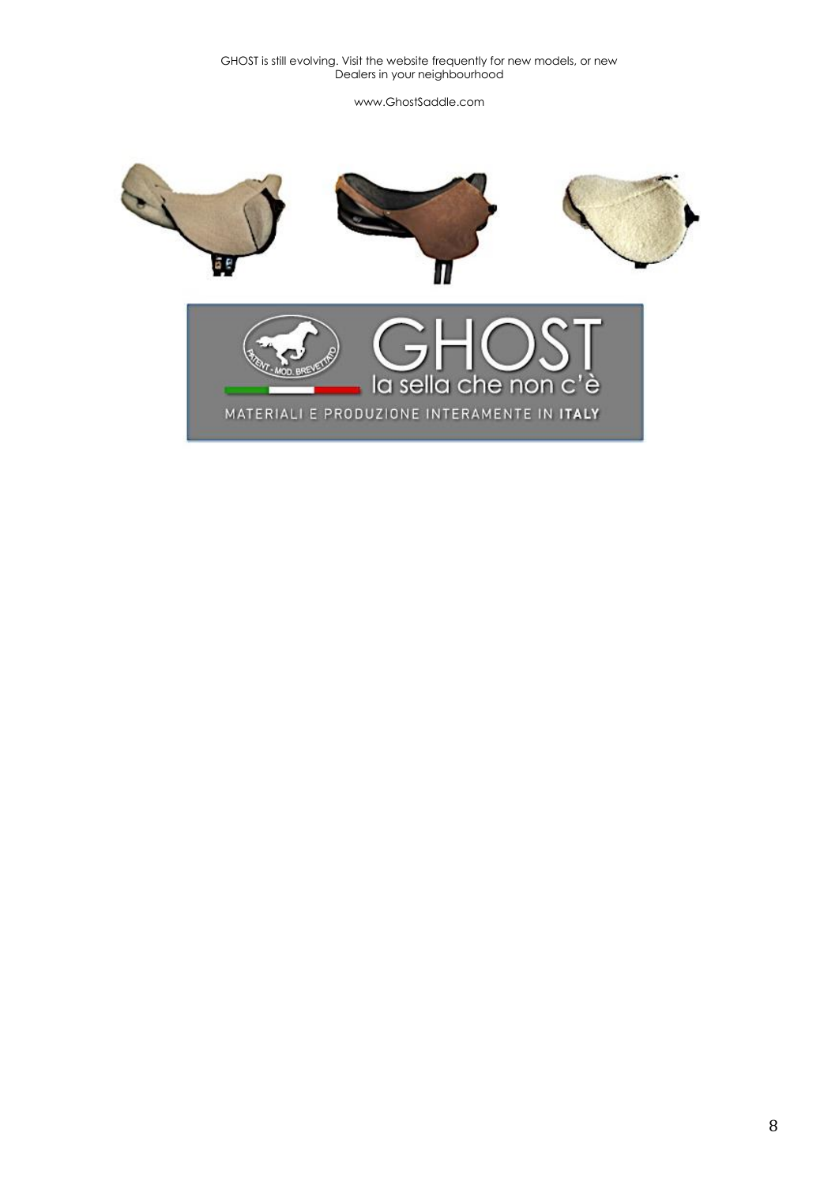GHOST is still evolving. Visit the website frequently for new models, or new Dealers in your neighbourhood

www.GhostSaddle.com